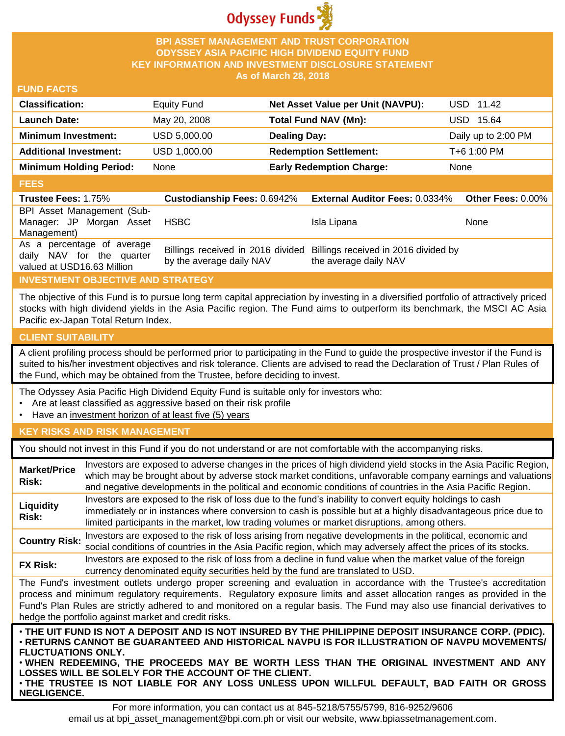Odyssey Funds

# BPI ASSET MANAGEMENT AND TRUST CORPORATION
# ODYSSEY ASIA PACIFIC HIGH DIVIDEND EQUITY FUND
## KEY INFORMATION AND INVESTMENT DISCLOSURE STATEMENT
### As of March 28, 2018

## FUND FACTS

| | | | |
|---|---|---|---|
| **Classification:** | Equity Fund | **Net Asset Value per Unit (NAVPU):** | USD 11.42 |
| **Launch Date:** | May 20, 2008 | **Total Fund NAV (Mn):** | USD 15.64 |
| **Minimum Investment:** | USD 5,000.00 | **Dealing Day:** | Daily up to 2:00 PM |
| **Additional Investment:** | USD 1,000.00 | **Redemption Settlement:** | T+6 1:00 PM |
| **Minimum Holding Period:** | None | **Early Redemption Charge:** | None |

## FEES

| **Trustee Fees:** 1.75% | **Custodianship Fees:** 0.6942% | **External Auditor Fees:** 0.0334% | **Other Fees:** 0.00% |
|---|---|---|---|
| BPI Asset Management (Sub-Manager: JP Morgan Asset Management) | HSBC | Isla Lipana | None |
| As a percentage of average daily NAV for the quarter valued at USD16.63 Million | Billings received in 2016 divided by the average daily NAV | Billings received in 2016 divided by the average daily NAV | |

## INVESTMENT OBJECTIVE AND STRATEGY

The objective of this Fund is to pursue long term capital appreciation by investing in a diversified portfolio of attractively priced stocks with high dividend yields in the Asia Pacific region. The Fund aims to outperform its benchmark, the MSCI AC Asia Pacific ex-Japan Total Return Index.

## CLIENT SUITABILITY

A client profiling process should be performed prior to participating in the Fund to guide the prospective investor if the Fund is suited to his/her investment objectives and risk tolerance. Clients are advised to read the Declaration of Trust / Plan Rules of the Fund, which may be obtained from the Trustee, before deciding to invest.

The Odyssey Asia Pacific High Dividend Equity Fund is suitable only for investors who:

- Are at least classified as aggressive based on their risk profile
- Have an investment horizon of at least five (5) years

## KEY RISKS AND RISK MANAGEMENT

You should not invest in this Fund if you do not understand or are not comfortable with the accompanying risks.

| | |
|---|---|
| **Market/Price Risk:** | Investors are exposed to adverse changes in the prices of high dividend yield stocks in the Asia Pacific Region, which may be brought about by adverse stock market conditions, unfavorable company earnings and valuations and negative developments in the political and economic conditions of countries in the Asia Pacific Region. |
| **Liquidity Risk:** | Investors are exposed to the risk of loss due to the fund's inability to convert equity holdings to cash immediately or in instances where conversion to cash is possible but at a highly disadvantageous price due to limited participants in the market, low trading volumes or market disruptions, among others. |
| **Country Risk:** | Investors are exposed to the risk of loss arising from negative developments in the political, economic and social conditions of countries in the Asia Pacific region, which may adversely affect the prices of its stocks. |
| **FX Risk:** | Investors are exposed to the risk of loss from a decline in fund value when the market value of the foreign currency denominated equity securities held by the fund are translated to USD. |

The Fund's investment outlets undergo proper screening and evaluation in accordance with the Trustee's accreditation process and minimum regulatory requirements. Regulatory exposure limits and asset allocation ranges as provided in the Fund's Plan Rules are strictly adhered to and monitored on a regular basis. The Fund may also use financial derivatives to hedge the portfolio against market and credit risks.

- **THE UIT FUND IS NOT A DEPOSIT AND IS NOT INSURED BY THE PHILIPPINE DEPOSIT INSURANCE CORP. (PDIC).**
- **RETURNS CANNOT BE GUARANTEED AND HISTORICAL NAVPU IS FOR ILLUSTRATION OF NAVPU MOVEMENTS/ FLUCTUATIONS ONLY.**
- **WHEN REDEEMING, THE PROCEEDS MAY BE WORTH LESS THAN THE ORIGINAL INVESTMENT AND ANY LOSSES WILL BE SOLELY FOR THE ACCOUNT OF THE CLIENT.**
- **THE TRUSTEE IS NOT LIABLE FOR ANY LOSS UNLESS UPON WILLFUL DEFAULT, BAD FAITH OR GROSS NEGLIGENCE.**

For more information, you can contact us at 845-5218/5755/5799, 816-9252/9606
email us at bpi_asset_management@bpi.com.ph or visit our website, www.bpiassetmanagement.com.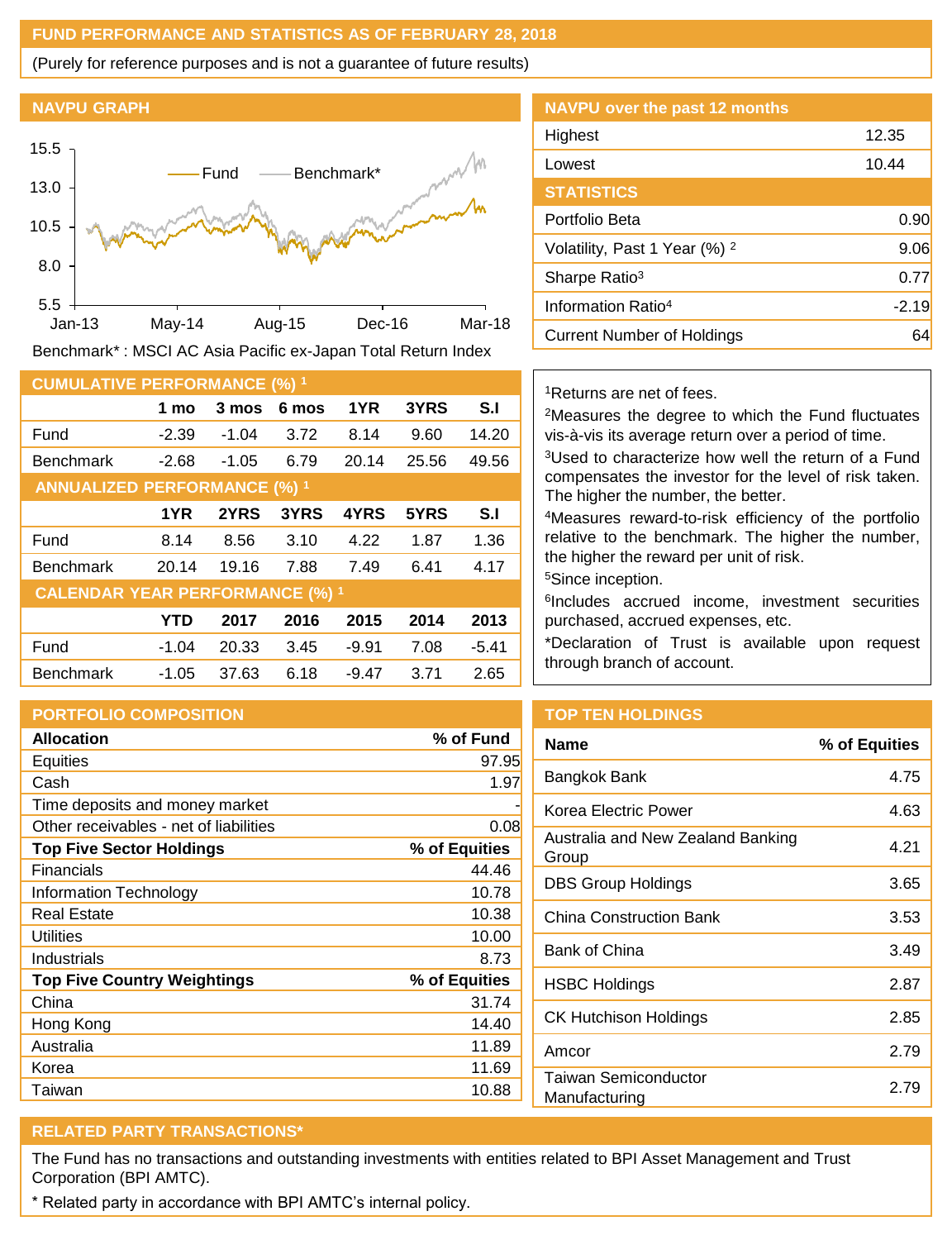## FUND PERFORMANCE AND STATISTICS AS OF FEBRUARY 28, 2018

(Purely for reference purposes and is not a guarantee of future results)

### NAVPU GRAPH

Benchmark* : MSCI AC Asia Pacific ex-Japan Total Return Index

### NAVPU over the past 12 months

| | |
|---|---|
| Highest | 12.35 |
| Lowest | 10.44 |

### STATISTICS

| | |
|---|---|
| Portfolio Beta | 0.90 |
| Volatility, Past 1 Year (%) [2] | 9.06 |
| Sharpe Ratio[3] | 0.77 |
| Information Ratio[4] | -2.19 |
| Current Number of Holdings | 64 |

### CUMULATIVE PERFORMANCE (%) [1]

| | 1 mo | 3 mos | 6 mos | 1YR | 3YRS | S.I |
|---|---|---|---|---|---|---|
| Fund | -2.39 | -1.04 | 3.72 | 8.14 | 9.60 | 14.20 |
| Benchmark | -2.68 | -1.05 | 6.79 | 20.14 | 25.56 | 49.56 |

### ANNUALIZED PERFORMANCE (%) [1]

| | 1YR | 2YRS | 3YRS | 4YRS | 5YRS | S.I |
|---|---|---|---|---|---|---|
| Fund | 8.14 | 8.56 | 3.10 | 4.22 | 1.87 | 1.36 |
| Benchmark | 20.14 | 19.16 | 7.88 | 7.49 | 6.41 | 4.17 |

### CALENDAR YEAR PERFORMANCE (%) [1]

| | YTD | 2017 | 2016 | 2015 | 2014 | 2013 |
|---|---|---|---|---|---|---|
| Fund | -1.04 | 20.33 | 3.45 | -9.91 | 7.08 | -5.41 |
| Benchmark | -1.05 | 37.63 | 6.18 | -9.47 | 3.71 | 2.65 |

[1]Returns are net of fees.

[2]Measures the degree to which the Fund fluctuates vis-à-vis its average return over a period of time.

[3]Used to characterize how well the return of a Fund compensates the investor for the level of risk taken. The higher the number, the better.

[4]Measures reward-to-risk efficiency of the portfolio relative to the benchmark. The higher the number, the higher the reward per unit of risk.

[5]Since inception.

[6]Includes accrued income, investment securities purchased, accrued expenses, etc.

*Declaration of Trust is available upon request through branch of account.

### PORTFOLIO COMPOSITION

| Allocation | % of Fund |
|---|---|
| Equities | 97.95 |
| Cash | 1.97 |
| Time deposits and money market | - |
| Other receivables - net of liabilities | 0.08 |
| **Top Five Sector Holdings** | **% of Equities** |
| Financials | 44.46 |
| Information Technology | 10.78 |
| Real Estate | 10.38 |
| Utilities | 10.00 |
| Industrials | 8.73 |
| **Top Five Country Weightings** | **% of Equities** |
| China | 31.74 |
| Hong Kong | 14.40 |
| Australia | 11.89 |
| Korea | 11.69 |
| Taiwan | 10.88 |

### TOP TEN HOLDINGS

| Name | % of Equities |
|---|---|
| Bangkok Bank | 4.75 |
| Korea Electric Power | 4.63 |
| Australia and New Zealand Banking Group | 4.21 |
| DBS Group Holdings | 3.65 |
| China Construction Bank | 3.53 |
| Bank of China | 3.49 |
| HSBC Holdings | 2.87 |
| CK Hutchison Holdings | 2.85 |
| Amcor | 2.79 |
| Taiwan Semiconductor Manufacturing | 2.79 |

### RELATED PARTY TRANSACTIONS*

The Fund has no transactions and outstanding investments with entities related to BPI Asset Management and Trust Corporation (BPI AMTC).

* Related party in accordance with BPI AMTC's internal policy.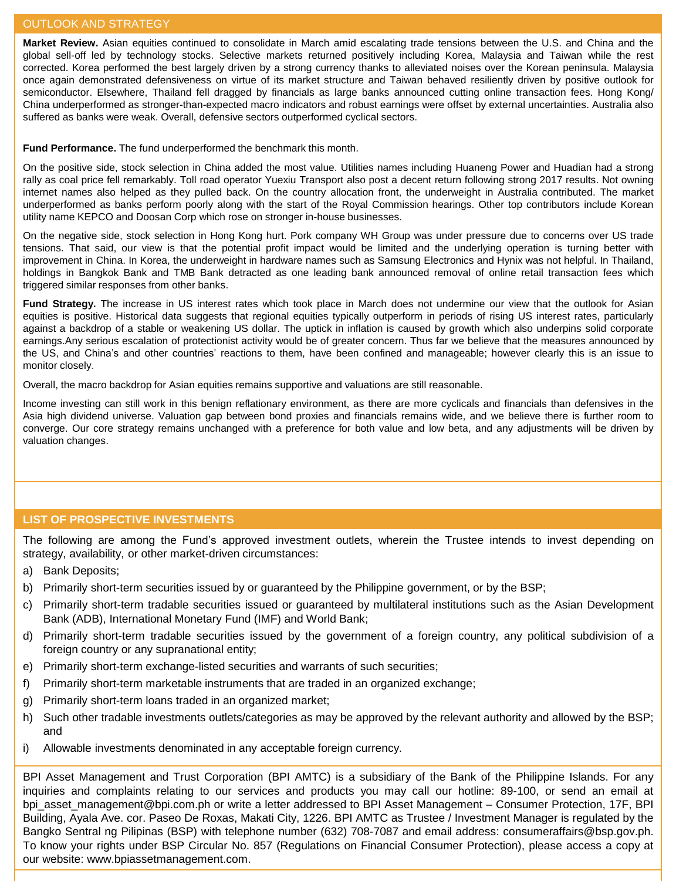## OUTLOOK AND STRATEGY

**Market Review.** Asian equities continued to consolidate in March amid escalating trade tensions between the U.S. and China and the global sell-off led by technology stocks. Selective markets returned positively including Korea, Malaysia and Taiwan while the rest corrected. Korea performed the best largely driven by a strong currency thanks to alleviated noises over the Korean peninsula. Malaysia once again demonstrated defensiveness on virtue of its market structure and Taiwan behaved resiliently driven by positive outlook for semiconductor. Elsewhere, Thailand fell dragged by financials as large banks announced cutting online transaction fees. Hong Kong/ China underperformed as stronger-than-expected macro indicators and robust earnings were offset by external uncertainties. Australia also suffered as banks were weak. Overall, defensive sectors outperformed cyclical sectors.

**Fund Performance.** The fund underperformed the benchmark this month.

On the positive side, stock selection in China added the most value. Utilities names including Huaneng Power and Huadian had a strong rally as coal price fell remarkably. Toll road operator Yuexiu Transport also post a decent return following strong 2017 results. Not owning internet names also helped as they pulled back. On the country allocation front, the underweight in Australia contributed. The market underperformed as banks perform poorly along with the start of the Royal Commission hearings. Other top contributors include Korean utility name KEPCO and Doosan Corp which rose on stronger in-house businesses.

On the negative side, stock selection in Hong Kong hurt. Pork company WH Group was under pressure due to concerns over US trade tensions. That said, our view is that the potential profit impact would be limited and the underlying operation is turning better with improvement in China. In Korea, the underweight in hardware names such as Samsung Electronics and Hynix was not helpful. In Thailand, holdings in Bangkok Bank and TMB Bank detracted as one leading bank announced removal of online retail transaction fees which triggered similar responses from other banks.

**Fund Strategy.** The increase in US interest rates which took place in March does not undermine our view that the outlook for Asian equities is positive. Historical data suggests that regional equities typically outperform in periods of rising US interest rates, particularly against a backdrop of a stable or weakening US dollar. The uptick in inflation is caused by growth which also underpins solid corporate earnings.Any serious escalation of protectionist activity would be of greater concern. Thus far we believe that the measures announced by the US, and China's and other countries' reactions to them, have been confined and manageable; however clearly this is an issue to monitor closely.

Overall, the macro backdrop for Asian equities remains supportive and valuations are still reasonable.

Income investing can still work in this benign reflationary environment, as there are more cyclicals and financials than defensives in the Asia high dividend universe. Valuation gap between bond proxies and financials remains wide, and we believe there is further room to converge. Our core strategy remains unchanged with a preference for both value and low beta, and any adjustments will be driven by valuation changes.

## LIST OF PROSPECTIVE INVESTMENTS

The following are among the Fund's approved investment outlets, wherein the Trustee intends to invest depending on strategy, availability, or other market-driven circumstances:

a) Bank Deposits;
b) Primarily short-term securities issued by or guaranteed by the Philippine government, or by the BSP;
c) Primarily short-term tradable securities issued or guaranteed by multilateral institutions such as the Asian Development Bank (ADB), International Monetary Fund (IMF) and World Bank;
d) Primarily short-term tradable securities issued by the government of a foreign country, any political subdivision of a foreign country or any supranational entity;
e) Primarily short-term exchange-listed securities and warrants of such securities;
f) Primarily short-term marketable instruments that are traded in an organized exchange;
g) Primarily short-term loans traded in an organized market;
h) Such other tradable investments outlets/categories as may be approved by the relevant authority and allowed by the BSP; and
i) Allowable investments denominated in any acceptable foreign currency.

BPI Asset Management and Trust Corporation (BPI AMTC) is a subsidiary of the Bank of the Philippine Islands. For any inquiries and complaints relating to our services and products you may call our hotline: 89-100, or send an email at bpi_asset_management@bpi.com.ph or write a letter addressed to BPI Asset Management – Consumer Protection, 17F, BPI Building, Ayala Ave. cor. Paseo De Roxas, Makati City, 1226. BPI AMTC as Trustee / Investment Manager is regulated by the Bangko Sentral ng Pilipinas (BSP) with telephone number (632) 708-7087 and email address: consumeraffairs@bsp.gov.ph. To know your rights under BSP Circular No. 857 (Regulations on Financial Consumer Protection), please access a copy at our website: www.bpiassetmanagement.com.